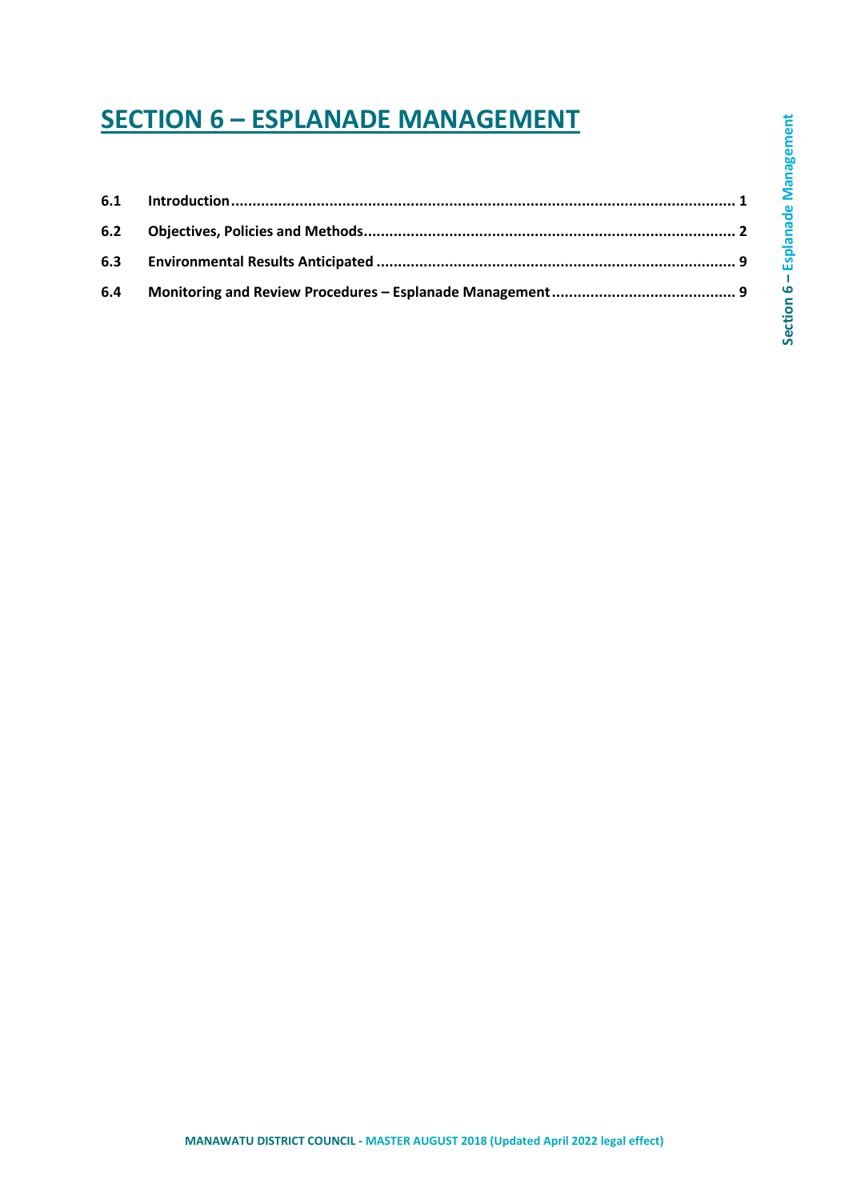# SECTION 6 – ESPLANADE MANAGEMENT

| | | |
|---|---|---|
| **6.1** | **Introduction** | **1** |
| **6.2** | **Objectives, Policies and Methods** | **2** |
| **6.3** | **Environmental Results Anticipated** | **9** |
| **6.4** | **Monitoring and Review Procedures – Esplanade Management** | **9** |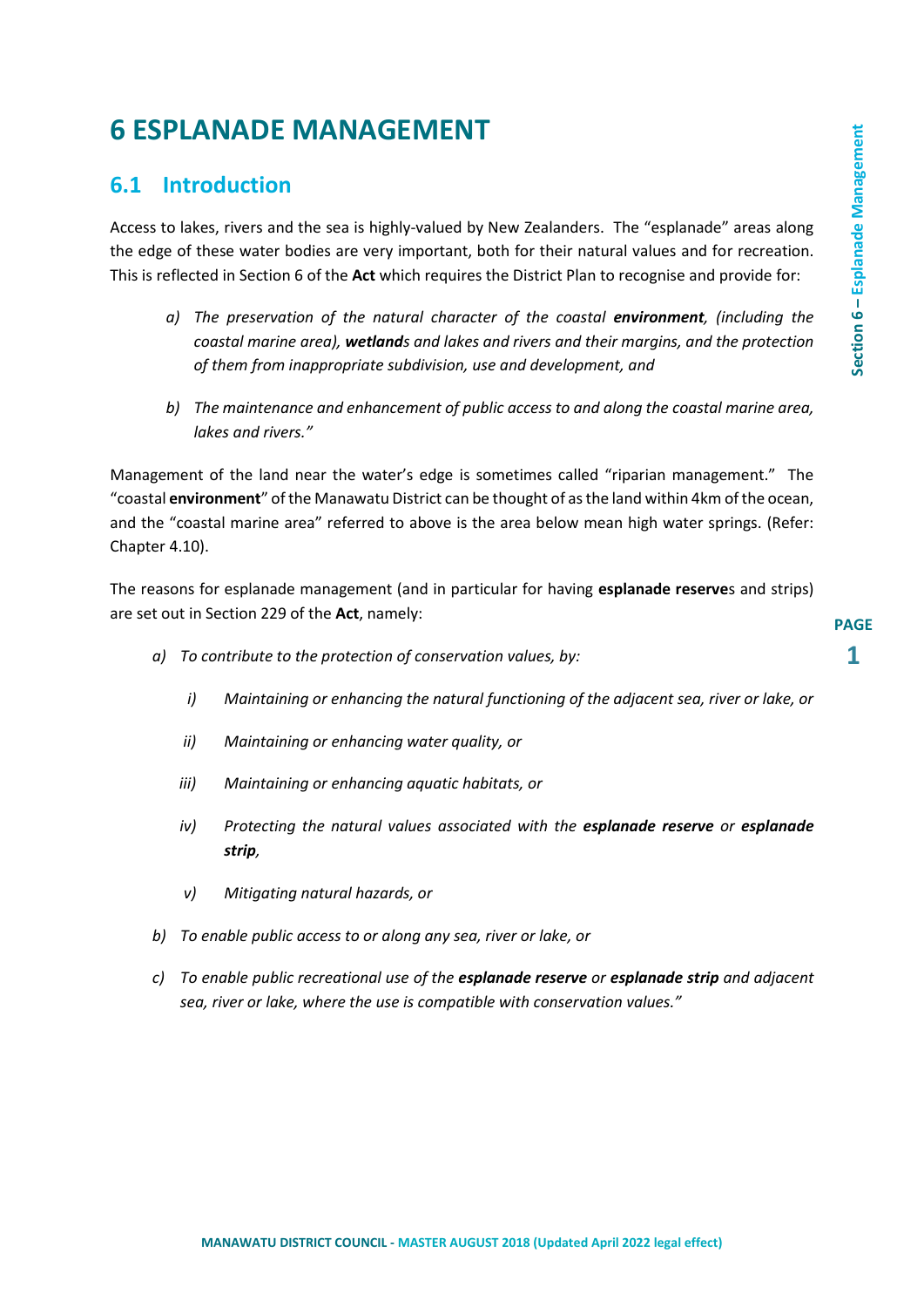# 6 ESPLANADE MANAGEMENT

## 6.1 Introduction

Access to lakes, rivers and the sea is highly-valued by New Zealanders. The "esplanade" areas along the edge of these water bodies are very important, both for their natural values and for recreation. This is reflected in Section 6 of the **Act** which requires the District Plan to recognise and provide for:

> a) *The preservation of the natural character of the coastal **environment**, (including the coastal marine area), **wetland**s and lakes and rivers and their margins, and the protection of them from inappropriate subdivision, use and development, and*
>
> b) *The maintenance and enhancement of public access to and along the coastal marine area, lakes and rivers."*

Management of the land near the water's edge is sometimes called "riparian management." The "coastal **environment**" of the Manawatu District can be thought of as the land within 4km of the ocean, and the "coastal marine area" referred to above is the area below mean high water springs. (Refer: Chapter 4.10).

The reasons for esplanade management (and in particular for having **esplanade reserve**s and strips) are set out in Section 229 of the **Act**, namely:

> a) *To contribute to the protection of conservation values, by:*
>
> > i) *Maintaining or enhancing the natural functioning of the adjacent sea, river or lake, or*
> >
> > ii) *Maintaining or enhancing water quality, or*
> >
> > iii) *Maintaining or enhancing aquatic habitats, or*
> >
> > iv) *Protecting the natural values associated with the **esplanade reserve** or **esplanade strip**,*
> >
> > v) *Mitigating natural hazards, or*
>
> b) *To enable public access to or along any sea, river or lake, or*
>
> c) *To enable public recreational use of the **esplanade reserve** or **esplanade strip** and adjacent sea, river or lake, where the use is compatible with conservation values."*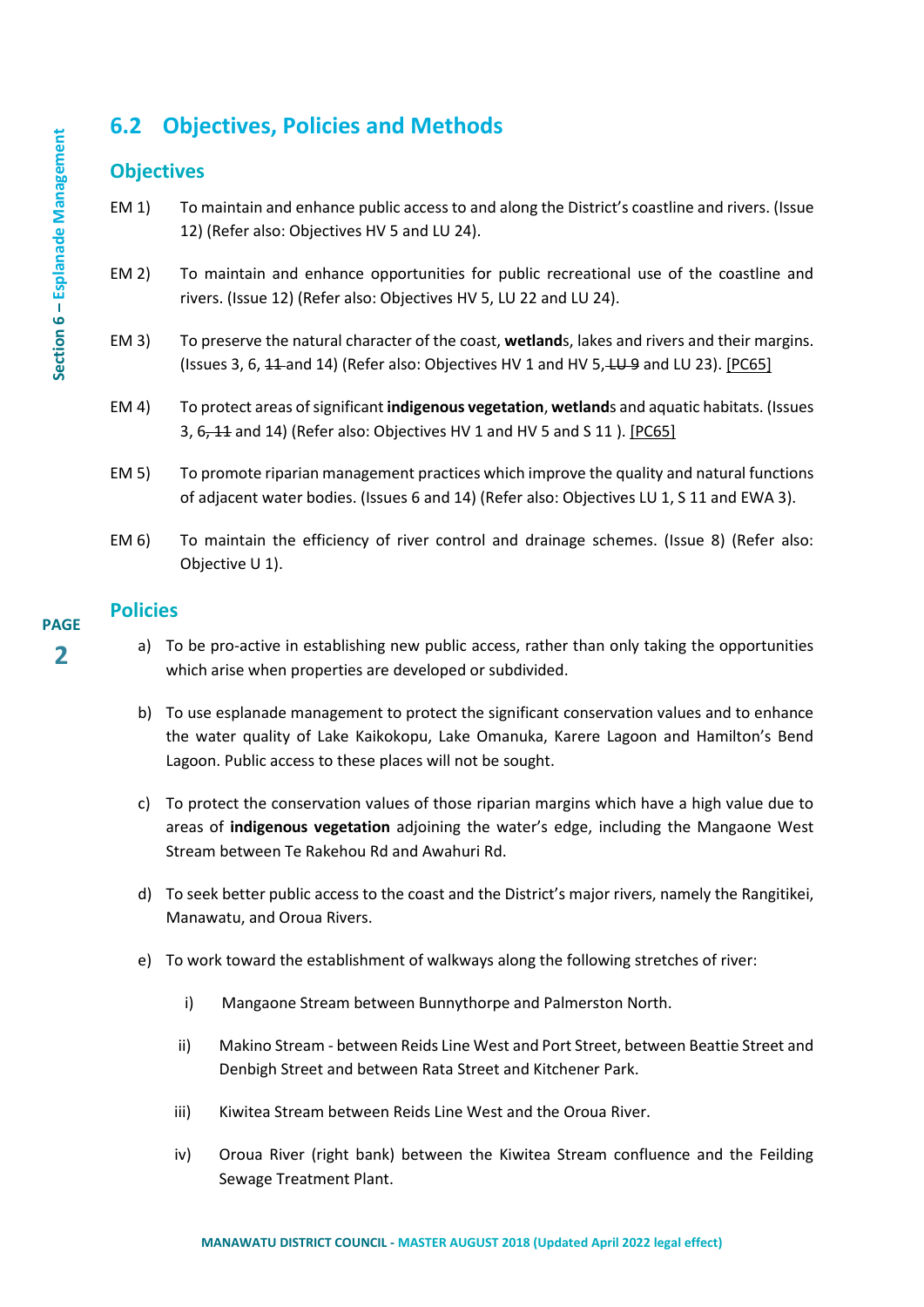## 6.2 Objectives, Policies and Methods

### Objectives

EM 1) To maintain and enhance public access to and along the District's coastline and rivers. (Issue 12) (Refer also: Objectives HV 5 and LU 24).

EM 2) To maintain and enhance opportunities for public recreational use of the coastline and rivers. (Issue 12) (Refer also: Objectives HV 5, LU 22 and LU 24).

EM 3) To preserve the natural character of the coast, **wetland**s, lakes and rivers and their margins. (Issues 3, 6, ~~11~~ and 14) (Refer also: Objectives HV 1 and HV 5, ~~LU 9~~ and LU 23). [PC65]

EM 4) To protect areas of significant **indigenous vegetation**, **wetland**s and aquatic habitats. (Issues 3, 6~~, 11~~ and 14) (Refer also: Objectives HV 1 and HV 5 and S 11 ). [PC65]

EM 5) To promote riparian management practices which improve the quality and natural functions of adjacent water bodies. (Issues 6 and 14) (Refer also: Objectives LU 1, S 11 and EWA 3).

EM 6) To maintain the efficiency of river control and drainage schemes. (Issue 8) (Refer also: Objective U 1).

### Policies

a) To be pro-active in establishing new public access, rather than only taking the opportunities which arise when properties are developed or subdivided.

b) To use esplanade management to protect the significant conservation values and to enhance the water quality of Lake Kaikokopu, Lake Omanuka, Karere Lagoon and Hamilton's Bend Lagoon. Public access to these places will not be sought.

c) To protect the conservation values of those riparian margins which have a high value due to areas of **indigenous vegetation** adjoining the water's edge, including the Mangaone West Stream between Te Rakehou Rd and Awahuri Rd.

d) To seek better public access to the coast and the District's major rivers, namely the Rangitikei, Manawatu, and Oroua Rivers.

e) To work toward the establishment of walkways along the following stretches of river:

   i) Mangaone Stream between Bunnythorpe and Palmerston North.

   ii) Makino Stream - between Reids Line West and Port Street, between Beattie Street and Denbigh Street and between Rata Street and Kitchener Park.

   iii) Kiwitea Stream between Reids Line West and the Oroua River.

   iv) Oroua River (right bank) between the Kiwitea Stream confluence and the Feilding Sewage Treatment Plant.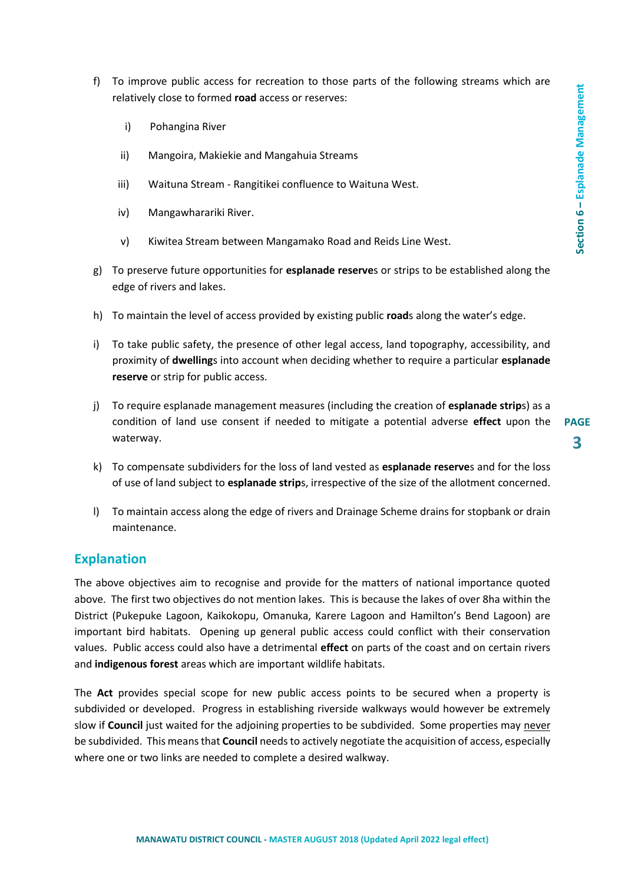f) To improve public access for recreation to those parts of the following streams which are relatively close to formed **road** access or reserves:

    i) Pohangina River

    ii) Mangoira, Makiekie and Mangahuia Streams

    iii) Waituna Stream - Rangitikei confluence to Waituna West.

    iv) Mangawharariki River.

    v) Kiwitea Stream between Mangamako Road and Reids Line West.

g) To preserve future opportunities for **esplanade reserve**s or strips to be established along the edge of rivers and lakes.

h) To maintain the level of access provided by existing public **road**s along the water's edge.

i) To take public safety, the presence of other legal access, land topography, accessibility, and proximity of **dwelling**s into account when deciding whether to require a particular **esplanade reserve** or strip for public access.

j) To require esplanade management measures (including the creation of **esplanade strip**s) as a condition of land use consent if needed to mitigate a potential adverse **effect** upon the waterway.

k) To compensate subdividers for the loss of land vested as **esplanade reserve**s and for the loss of use of land subject to **esplanade strip**s, irrespective of the size of the allotment concerned.

l) To maintain access along the edge of rivers and Drainage Scheme drains for stopbank or drain maintenance.

## Explanation

The above objectives aim to recognise and provide for the matters of national importance quoted above. The first two objectives do not mention lakes. This is because the lakes of over 8ha within the District (Pukepuke Lagoon, Kaikokopu, Omanuka, Karere Lagoon and Hamilton's Bend Lagoon) are important bird habitats. Opening up general public access could conflict with their conservation values. Public access could also have a detrimental **effect** on parts of the coast and on certain rivers and **indigenous forest** areas which are important wildlife habitats.

The **Act** provides special scope for new public access points to be secured when a property is subdivided or developed. Progress in establishing riverside walkways would however be extremely slow if **Council** just waited for the adjoining properties to be subdivided. Some properties may never be subdivided. This means that **Council** needs to actively negotiate the acquisition of access, especially where one or two links are needed to complete a desired walkway.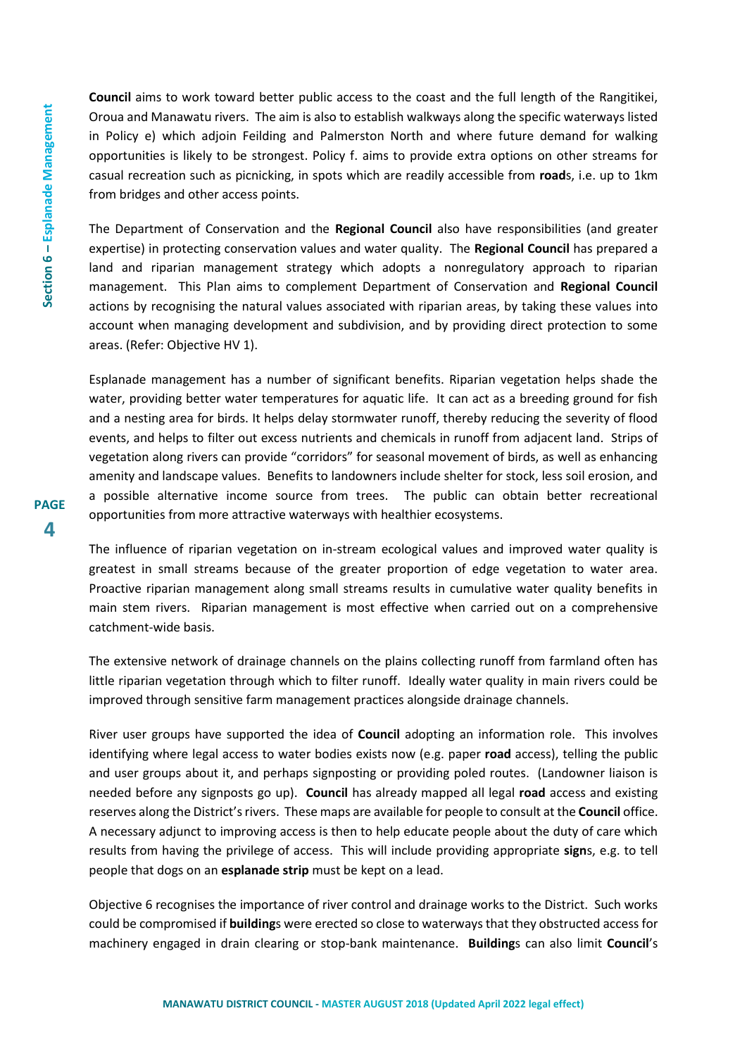**Council** aims to work toward better public access to the coast and the full length of the Rangitikei, Oroua and Manawatu rivers. The aim is also to establish walkways along the specific waterways listed in Policy e) which adjoin Feilding and Palmerston North and where future demand for walking opportunities is likely to be strongest. Policy f. aims to provide extra options on other streams for casual recreation such as picnicking, in spots which are readily accessible from **road**s, i.e. up to 1km from bridges and other access points.

The Department of Conservation and the **Regional Council** also have responsibilities (and greater expertise) in protecting conservation values and water quality. The **Regional Council** has prepared a land and riparian management strategy which adopts a nonregulatory approach to riparian management. This Plan aims to complement Department of Conservation and **Regional Council** actions by recognising the natural values associated with riparian areas, by taking these values into account when managing development and subdivision, and by providing direct protection to some areas. (Refer: Objective HV 1).

Esplanade management has a number of significant benefits. Riparian vegetation helps shade the water, providing better water temperatures for aquatic life. It can act as a breeding ground for fish and a nesting area for birds. It helps delay stormwater runoff, thereby reducing the severity of flood events, and helps to filter out excess nutrients and chemicals in runoff from adjacent land. Strips of vegetation along rivers can provide "corridors" for seasonal movement of birds, as well as enhancing amenity and landscape values. Benefits to landowners include shelter for stock, less soil erosion, and a possible alternative income source from trees. The public can obtain better recreational opportunities from more attractive waterways with healthier ecosystems.

The influence of riparian vegetation on in-stream ecological values and improved water quality is greatest in small streams because of the greater proportion of edge vegetation to water area. Proactive riparian management along small streams results in cumulative water quality benefits in main stem rivers. Riparian management is most effective when carried out on a comprehensive catchment-wide basis.

The extensive network of drainage channels on the plains collecting runoff from farmland often has little riparian vegetation through which to filter runoff. Ideally water quality in main rivers could be improved through sensitive farm management practices alongside drainage channels.

River user groups have supported the idea of **Council** adopting an information role. This involves identifying where legal access to water bodies exists now (e.g. paper **road** access), telling the public and user groups about it, and perhaps signposting or providing poled routes. (Landowner liaison is needed before any signposts go up). **Council** has already mapped all legal **road** access and existing reserves along the District's rivers. These maps are available for people to consult at the **Council** office. A necessary adjunct to improving access is then to help educate people about the duty of care which results from having the privilege of access. This will include providing appropriate **sign**s, e.g. to tell people that dogs on an **esplanade strip** must be kept on a lead.

Objective 6 recognises the importance of river control and drainage works to the District. Such works could be compromised if **building**s were erected so close to waterways that they obstructed access for machinery engaged in drain clearing or stop-bank maintenance. **Building**s can also limit **Council**'s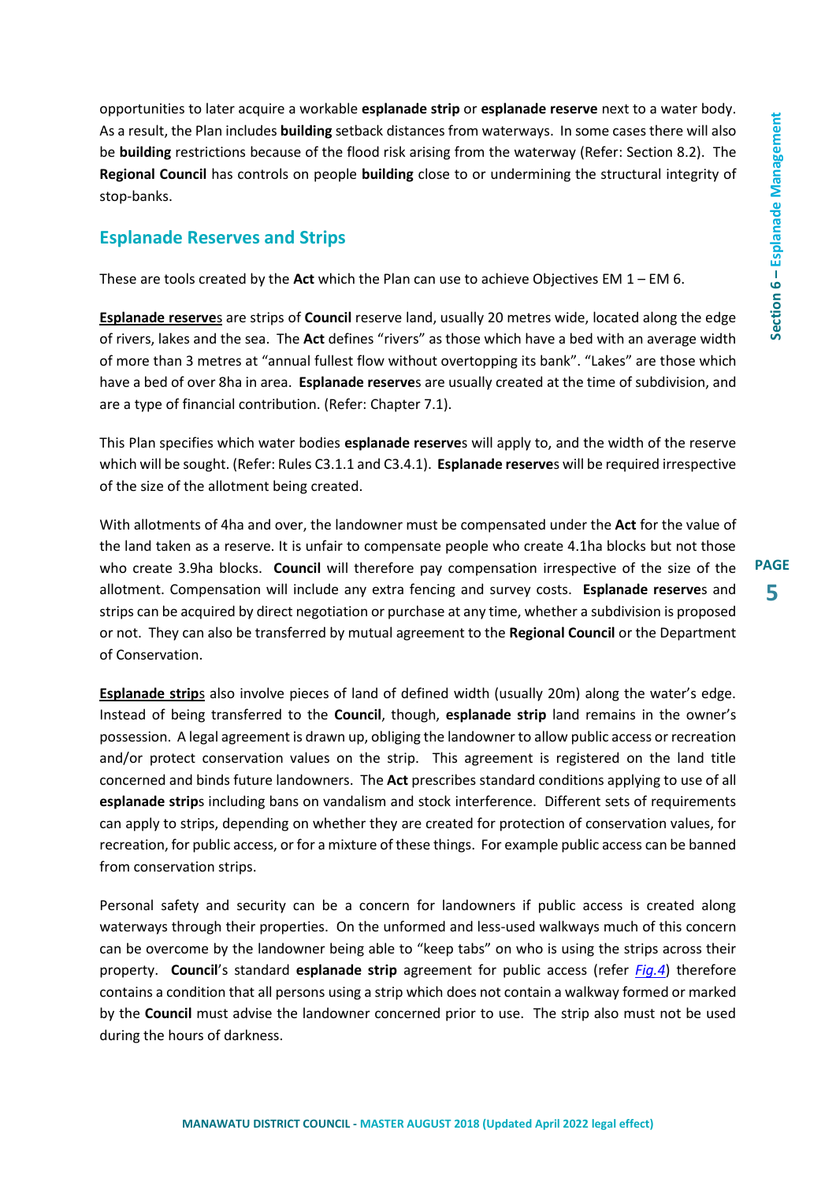opportunities to later acquire a workable **esplanade strip** or **esplanade reserve** next to a water body. As a result, the Plan includes **building** setback distances from waterways. In some cases there will also be **building** restrictions because of the flood risk arising from the waterway (Refer: Section 8.2). The **Regional Council** has controls on people **building** close to or undermining the structural integrity of stop-banks.

## Esplanade Reserves and Strips

These are tools created by the **Act** which the Plan can use to achieve Objectives EM 1 – EM 6.

**Esplanade reserve**s are strips of **Council** reserve land, usually 20 metres wide, located along the edge of rivers, lakes and the sea. The **Act** defines "rivers" as those which have a bed with an average width of more than 3 metres at "annual fullest flow without overtopping its bank". "Lakes" are those which have a bed of over 8ha in area. **Esplanade reserve**s are usually created at the time of subdivision, and are a type of financial contribution. (Refer: Chapter 7.1).

This Plan specifies which water bodies **esplanade reserve**s will apply to, and the width of the reserve which will be sought. (Refer: Rules C3.1.1 and C3.4.1). **Esplanade reserve**s will be required irrespective of the size of the allotment being created.

With allotments of 4ha and over, the landowner must be compensated under the **Act** for the value of the land taken as a reserve. It is unfair to compensate people who create 4.1ha blocks but not those who create 3.9ha blocks. **Council** will therefore pay compensation irrespective of the size of the allotment. Compensation will include any extra fencing and survey costs. **Esplanade reserve**s and strips can be acquired by direct negotiation or purchase at any time, whether a subdivision is proposed or not. They can also be transferred by mutual agreement to the **Regional Council** or the Department of Conservation.

**Esplanade strip**s also involve pieces of land of defined width (usually 20m) along the water's edge. Instead of being transferred to the **Council**, though, **esplanade strip** land remains in the owner's possession. A legal agreement is drawn up, obliging the landowner to allow public access or recreation and/or protect conservation values on the strip. This agreement is registered on the land title concerned and binds future landowners. The **Act** prescribes standard conditions applying to use of all **esplanade strip**s including bans on vandalism and stock interference. Different sets of requirements can apply to strips, depending on whether they are created for protection of conservation values, for recreation, for public access, or for a mixture of these things. For example public access can be banned from conservation strips.

Personal safety and security can be a concern for landowners if public access is created along waterways through their properties. On the unformed and less-used walkways much of this concern can be overcome by the landowner being able to "keep tabs" on who is using the strips across their property. **Council**'s standard **esplanade strip** agreement for public access (refer *Fig.4*) therefore contains a condition that all persons using a strip which does not contain a walkway formed or marked by the **Council** must advise the landowner concerned prior to use. The strip also must not be used during the hours of darkness.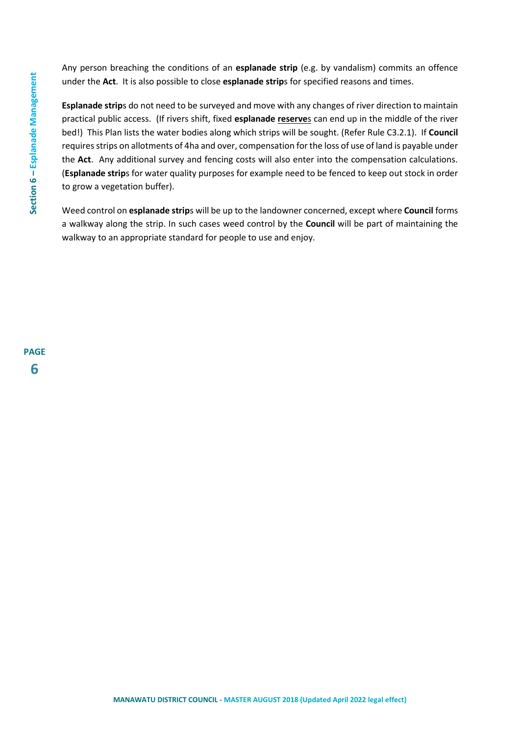Any person breaching the conditions of an **esplanade strip** (e.g. by vandalism) commits an offence under the **Act**. It is also possible to close **esplanade strip**s for specified reasons and times.

**Esplanade strip**s do not need to be surveyed and move with any changes of river direction to maintain practical public access. (If rivers shift, fixed **esplanade <u>reserve</u>**s can end up in the middle of the river bed!) This Plan lists the water bodies along which strips will be sought. (Refer Rule C3.2.1). If **Council** requires strips on allotments of 4ha and over, compensation for the loss of use of land is payable under the **Act**. Any additional survey and fencing costs will also enter into the compensation calculations. (**Esplanade strip**s for water quality purposes for example need to be fenced to keep out stock in order to grow a vegetation buffer).

Weed control on **esplanade strip**s will be up to the landowner concerned, except where **Council** forms a walkway along the strip. In such cases weed control by the **Council** will be part of maintaining the walkway to an appropriate standard for people to use and enjoy.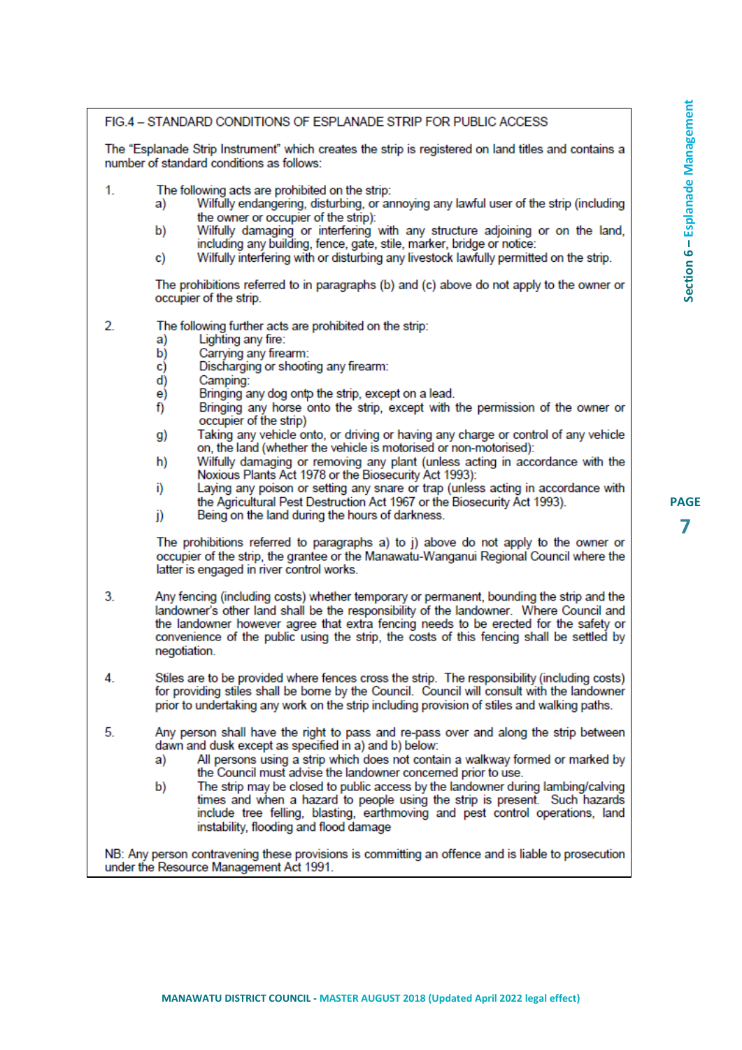## FIG.4 – STANDARD CONDITIONS OF ESPLANADE STRIP FOR PUBLIC ACCESS

The "Esplanade Strip Instrument" which creates the strip is registered on land titles and contains a number of standard conditions as follows:

1. The following acts are prohibited on the strip:
   - a) Wilfully endangering, disturbing, or annoying any lawful user of the strip (including the owner or occupier of the strip):
   - b) Wilfully damaging or interfering with any structure adjoining or on the land, including any building, fence, gate, stile, marker, bridge or notice:
   - c) Wilfully interfering with or disturbing any livestock lawfully permitted on the strip.

   The prohibitions referred to in paragraphs (b) and (c) above do not apply to the owner or occupier of the strip.

2. The following further acts are prohibited on the strip:
   - a) Lighting any fire:
   - b) Carrying any firearm:
   - c) Discharging or shooting any firearm:
   - d) Camping:
   - e) Bringing any dog ontp the strip, except on a lead.
   - f) Bringing any horse onto the strip, except with the permission of the owner or occupier of the strip)
   - g) Taking any vehicle onto, or driving or having any charge or control of any vehicle on, the land (whether the vehicle is motorised or non-motorised):
   - h) Wilfully damaging or removing any plant (unless acting in accordance with the Noxious Plants Act 1978 or the Biosecurity Act 1993):
   - i) Laying any poison or setting any snare or trap (unless acting in accordance with the Agricultural Pest Destruction Act 1967 or the Biosecurity Act 1993).
   - j) Being on the land during the hours of darkness.

   The prohibitions referred to paragraphs a) to j) above do not apply to the owner or occupier of the strip, the grantee or the Manawatu-Wanganui Regional Council where the latter is engaged in river control works.

3. Any fencing (including costs) whether temporary or permanent, bounding the strip and the landowner's other land shall be the responsibility of the landowner. Where Council and the landowner however agree that extra fencing needs to be erected for the safety or convenience of the public using the strip, the costs of this fencing shall be settled by negotiation.

4. Stiles are to be provided where fences cross the strip. The responsibility (including costs) for providing stiles shall be borne by the Council. Council will consult with the landowner prior to undertaking any work on the strip including provision of stiles and walking paths.

5. Any person shall have the right to pass and re-pass over and along the strip between dawn and dusk except as specified in a) and b) below:
   - a) All persons using a strip which does not contain a walkway formed or marked by the Council must advise the landowner concerned prior to use.
   - b) The strip may be closed to public access by the landowner during lambing/calving times and when a hazard to people using the strip is present. Such hazards include tree felling, blasting, earthmoving and pest control operations, land instability, flooding and flood damage

NB: Any person contravening these provisions is committing an offence and is liable to prosecution under the Resource Management Act 1991.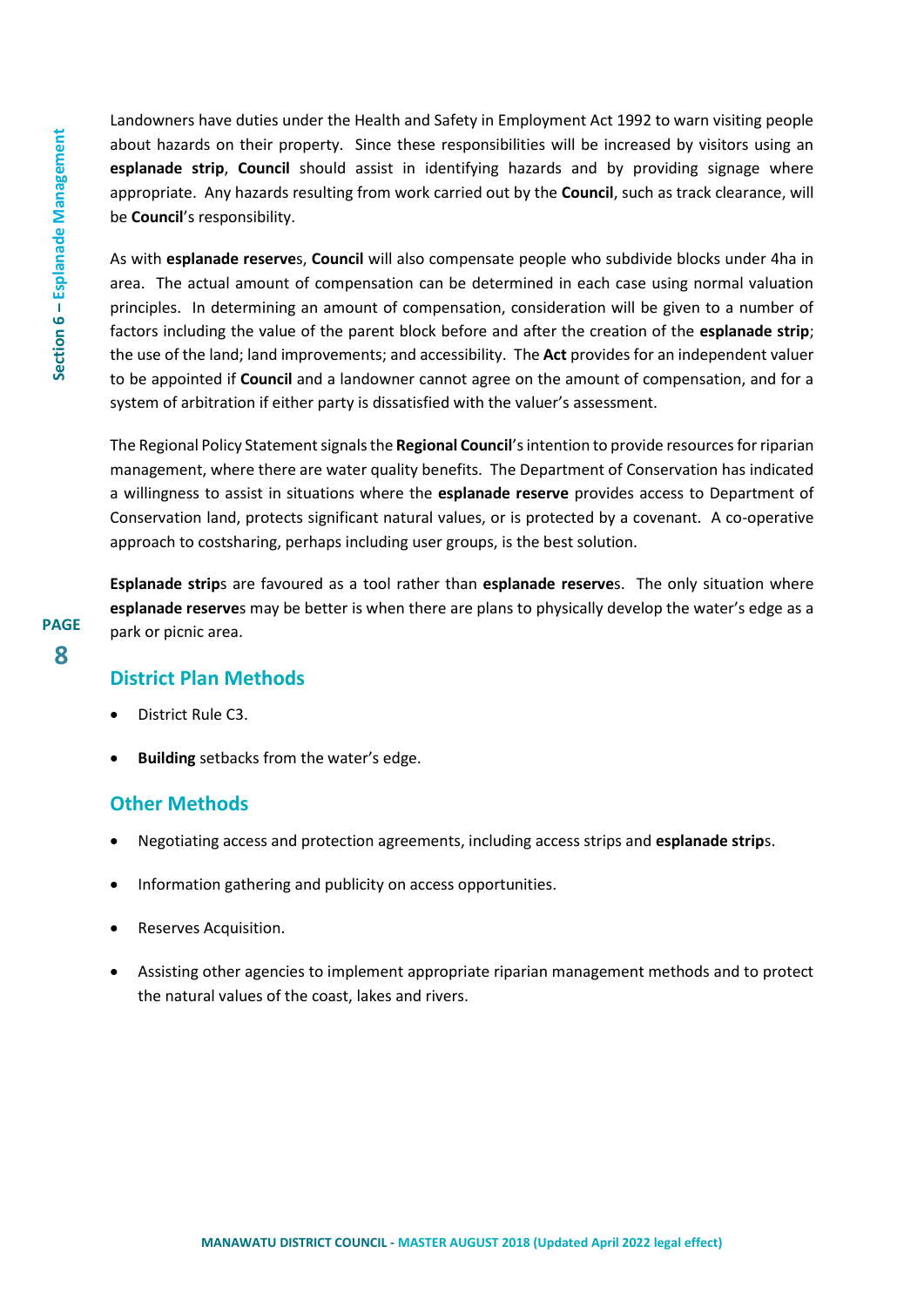Landowners have duties under the Health and Safety in Employment Act 1992 to warn visiting people about hazards on their property. Since these responsibilities will be increased by visitors using an **esplanade strip**, **Council** should assist in identifying hazards and by providing signage where appropriate. Any hazards resulting from work carried out by the **Council**, such as track clearance, will be **Council**'s responsibility.

As with **esplanade reserve**s, **Council** will also compensate people who subdivide blocks under 4ha in area. The actual amount of compensation can be determined in each case using normal valuation principles. In determining an amount of compensation, consideration will be given to a number of factors including the value of the parent block before and after the creation of the **esplanade strip**; the use of the land; land improvements; and accessibility. The **Act** provides for an independent valuer to be appointed if **Council** and a landowner cannot agree on the amount of compensation, and for a system of arbitration if either party is dissatisfied with the valuer's assessment.

The Regional Policy Statement signals the **Regional Council**'s intention to provide resources for riparian management, where there are water quality benefits. The Department of Conservation has indicated a willingness to assist in situations where the **esplanade reserve** provides access to Department of Conservation land, protects significant natural values, or is protected by a covenant. A co-operative approach to costsharing, perhaps including user groups, is the best solution.

**Esplanade strip**s are favoured as a tool rather than **esplanade reserve**s. The only situation where **esplanade reserve**s may be better is when there are plans to physically develop the water's edge as a park or picnic area.

## District Plan Methods

- District Rule C3.
- **Building** setbacks from the water's edge.

## Other Methods

- Negotiating access and protection agreements, including access strips and **esplanade strip**s.
- Information gathering and publicity on access opportunities.
- Reserves Acquisition.
- Assisting other agencies to implement appropriate riparian management methods and to protect the natural values of the coast, lakes and rivers.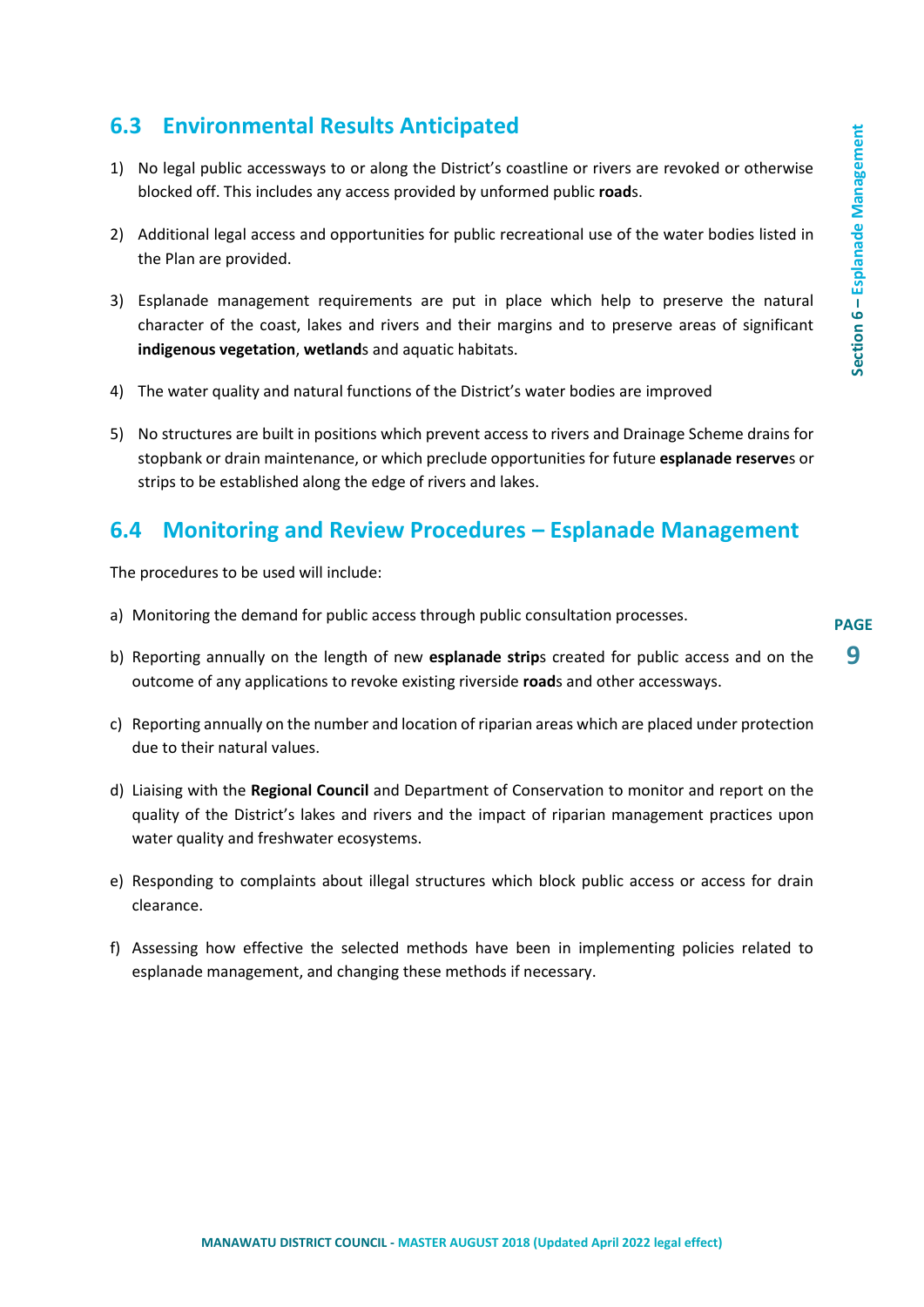## 6.3 Environmental Results Anticipated

1) No legal public accessways to or along the District's coastline or rivers are revoked or otherwise blocked off. This includes any access provided by unformed public **road**s.

2) Additional legal access and opportunities for public recreational use of the water bodies listed in the Plan are provided.

3) Esplanade management requirements are put in place which help to preserve the natural character of the coast, lakes and rivers and their margins and to preserve areas of significant **indigenous vegetation**, **wetland**s and aquatic habitats.

4) The water quality and natural functions of the District's water bodies are improved

5) No structures are built in positions which prevent access to rivers and Drainage Scheme drains for stopbank or drain maintenance, or which preclude opportunities for future **esplanade reserve**s or strips to be established along the edge of rivers and lakes.

## 6.4 Monitoring and Review Procedures – Esplanade Management

The procedures to be used will include:

a) Monitoring the demand for public access through public consultation processes.

b) Reporting annually on the length of new **esplanade strip**s created for public access and on the outcome of any applications to revoke existing riverside **road**s and other accessways.

c) Reporting annually on the number and location of riparian areas which are placed under protection due to their natural values.

d) Liaising with the **Regional Council** and Department of Conservation to monitor and report on the quality of the District's lakes and rivers and the impact of riparian management practices upon water quality and freshwater ecosystems.

e) Responding to complaints about illegal structures which block public access or access for drain clearance.

f) Assessing how effective the selected methods have been in implementing policies related to esplanade management, and changing these methods if necessary.